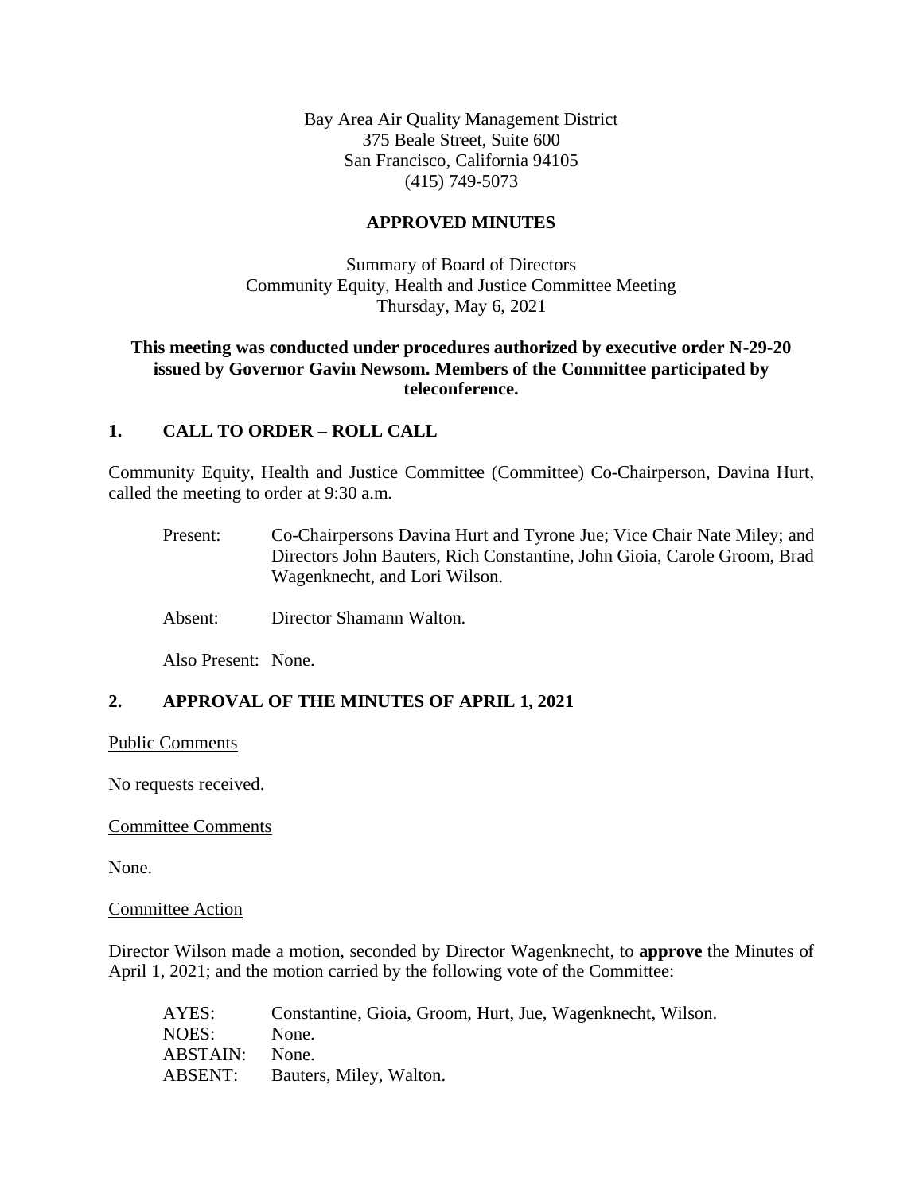Bay Area Air Quality Management District
375 Beale Street, Suite 600
San Francisco, California 94105
(415) 749-5073

**APPROVED MINUTES**

Summary of Board of Directors
Community Equity, Health and Justice Committee Meeting
Thursday, May 6, 2021

**This meeting was conducted under procedures authorized by executive order N-29-20 issued by Governor Gavin Newsom. Members of the Committee participated by teleconference.**

## 1. CALL TO ORDER – ROLL CALL

Community Equity, Health and Justice Committee (Committee) Co-Chairperson, Davina Hurt, called the meeting to order at 9:30 a.m.

Present: Co-Chairpersons Davina Hurt and Tyrone Jue; Vice Chair Nate Miley; and Directors John Bauters, Rich Constantine, John Gioia, Carole Groom, Brad Wagenknecht, and Lori Wilson.

Absent: Director Shamann Walton.

Also Present: None.

## 2. APPROVAL OF THE MINUTES OF APRIL 1, 2021

Public Comments

No requests received.

Committee Comments

None.

Committee Action

Director Wilson made a motion, seconded by Director Wagenknecht, to **approve** the Minutes of April 1, 2021; and the motion carried by the following vote of the Committee:

AYES: Constantine, Gioia, Groom, Hurt, Jue, Wagenknecht, Wilson.
NOES: None.
ABSTAIN: None.
ABSENT: Bauters, Miley, Walton.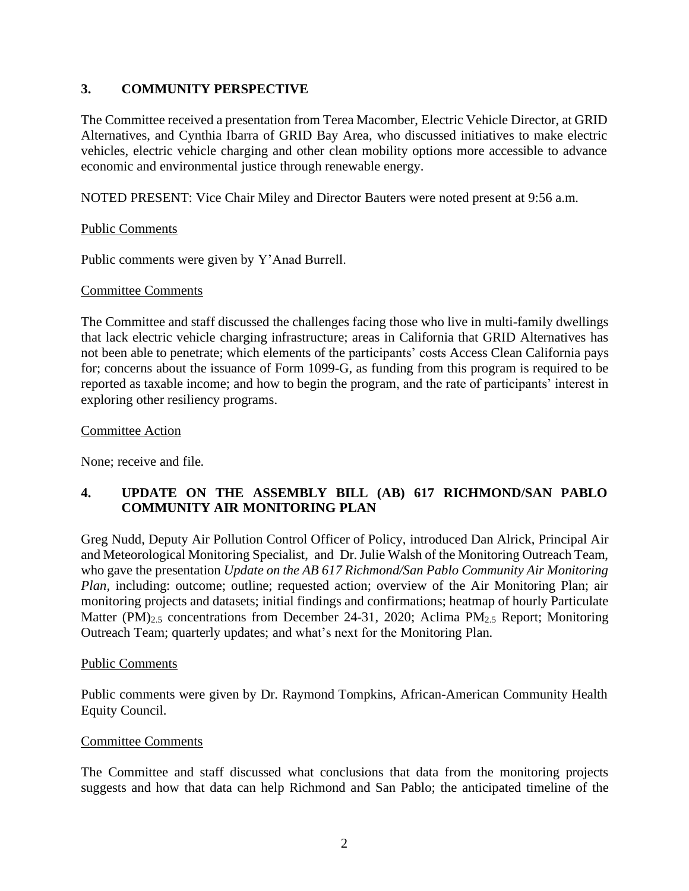## 3. COMMUNITY PERSPECTIVE

The Committee received a presentation from Terea Macomber, Electric Vehicle Director, at GRID Alternatives, and Cynthia Ibarra of GRID Bay Area, who discussed initiatives to make electric vehicles, electric vehicle charging and other clean mobility options more accessible to advance economic and environmental justice through renewable energy.

NOTED PRESENT: Vice Chair Miley and Director Bauters were noted present at 9:56 a.m.

Public Comments

Public comments were given by Y'Anad Burrell.

Committee Comments

The Committee and staff discussed the challenges facing those who live in multi-family dwellings that lack electric vehicle charging infrastructure; areas in California that GRID Alternatives has not been able to penetrate; which elements of the participants' costs Access Clean California pays for; concerns about the issuance of Form 1099-G, as funding from this program is required to be reported as taxable income; and how to begin the program, and the rate of participants' interest in exploring other resiliency programs.

Committee Action

None; receive and file.

## 4. UPDATE ON THE ASSEMBLY BILL (AB) 617 RICHMOND/SAN PABLO COMMUNITY AIR MONITORING PLAN

Greg Nudd, Deputy Air Pollution Control Officer of Policy, introduced Dan Alrick, Principal Air and Meteorological Monitoring Specialist, and Dr. Julie Walsh of the Monitoring Outreach Team, who gave the presentation *Update on the AB 617 Richmond/San Pablo Community Air Monitoring Plan,* including: outcome; outline; requested action; overview of the Air Monitoring Plan; air monitoring projects and datasets; initial findings and confirmations; heatmap of hourly Particulate Matter $(PM)_{2.5}$ concentrations from December 24-31, 2020; Aclima $PM_{2.5}$ Report; Monitoring Outreach Team; quarterly updates; and what's next for the Monitoring Plan.

Public Comments

Public comments were given by Dr. Raymond Tompkins, African-American Community Health Equity Council.

Committee Comments

The Committee and staff discussed what conclusions that data from the monitoring projects suggests and how that data can help Richmond and San Pablo; the anticipated timeline of the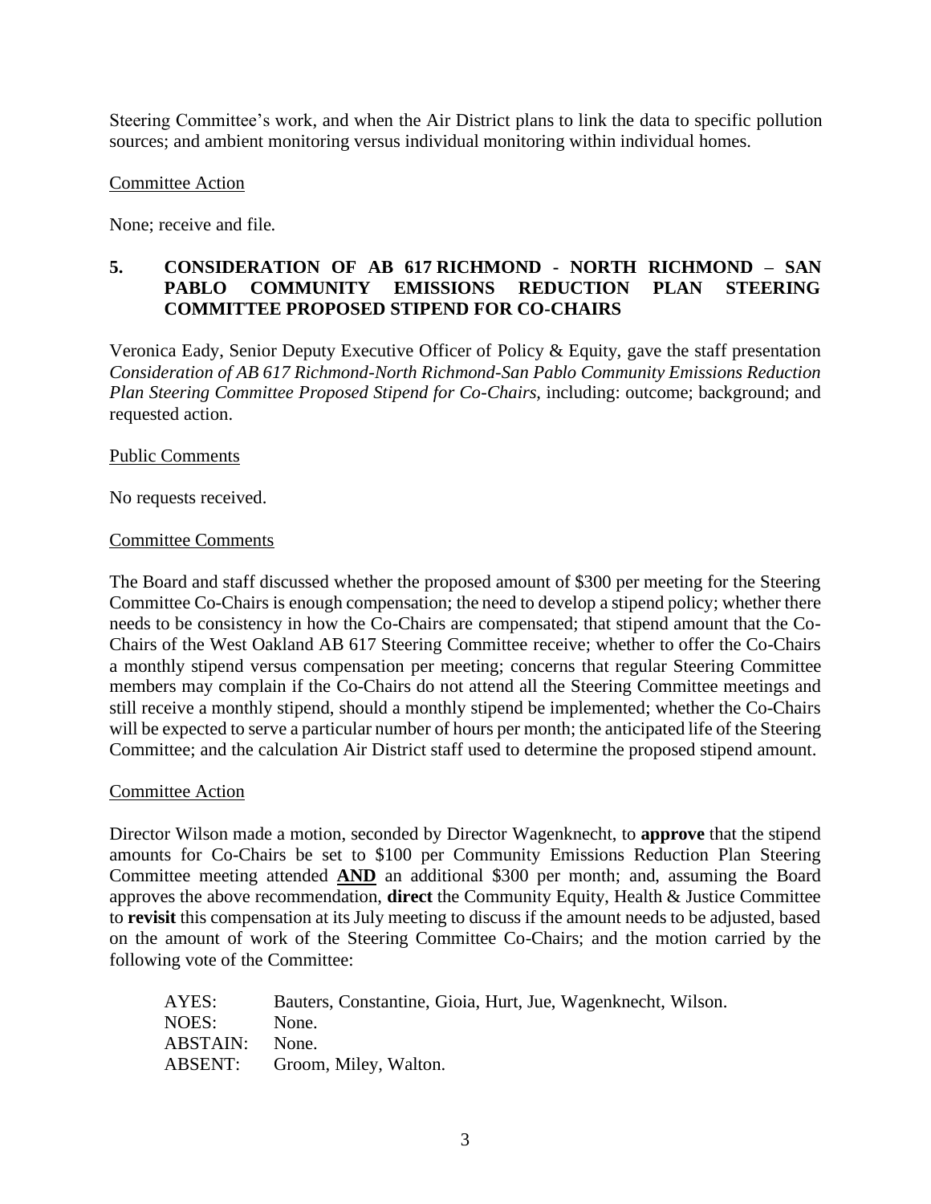Steering Committee's work, and when the Air District plans to link the data to specific pollution sources; and ambient monitoring versus individual monitoring within individual homes.

Committee Action

None; receive and file.

**5. CONSIDERATION OF AB 617 RICHMOND - NORTH RICHMOND – SAN PABLO COMMUNITY EMISSIONS REDUCTION PLAN STEERING COMMITTEE PROPOSED STIPEND FOR CO-CHAIRS**

Veronica Eady, Senior Deputy Executive Officer of Policy & Equity, gave the staff presentation *Consideration of AB 617 Richmond-North Richmond-San Pablo Community Emissions Reduction Plan Steering Committee Proposed Stipend for Co-Chairs,* including: outcome; background; and requested action.

Public Comments

No requests received.

Committee Comments

The Board and staff discussed whether the proposed amount of $300 per meeting for the Steering Committee Co-Chairs is enough compensation; the need to develop a stipend policy; whether there needs to be consistency in how the Co-Chairs are compensated; that stipend amount that the Co-Chairs of the West Oakland AB 617 Steering Committee receive; whether to offer the Co-Chairs a monthly stipend versus compensation per meeting; concerns that regular Steering Committee members may complain if the Co-Chairs do not attend all the Steering Committee meetings and still receive a monthly stipend, should a monthly stipend be implemented; whether the Co-Chairs will be expected to serve a particular number of hours per month; the anticipated life of the Steering Committee; and the calculation Air District staff used to determine the proposed stipend amount.

Committee Action

Director Wilson made a motion, seconded by Director Wagenknecht, to **approve** that the stipend amounts for Co-Chairs be set to $100 per Community Emissions Reduction Plan Steering Committee meeting attended **AND** an additional $300 per month; and, assuming the Board approves the above recommendation, **direct** the Community Equity, Health & Justice Committee to **revisit** this compensation at its July meeting to discuss if the amount needs to be adjusted, based on the amount of work of the Steering Committee Co-Chairs; and the motion carried by the following vote of the Committee:

AYES: Bauters, Constantine, Gioia, Hurt, Jue, Wagenknecht, Wilson.
NOES: None.
ABSTAIN: None.
ABSENT: Groom, Miley, Walton.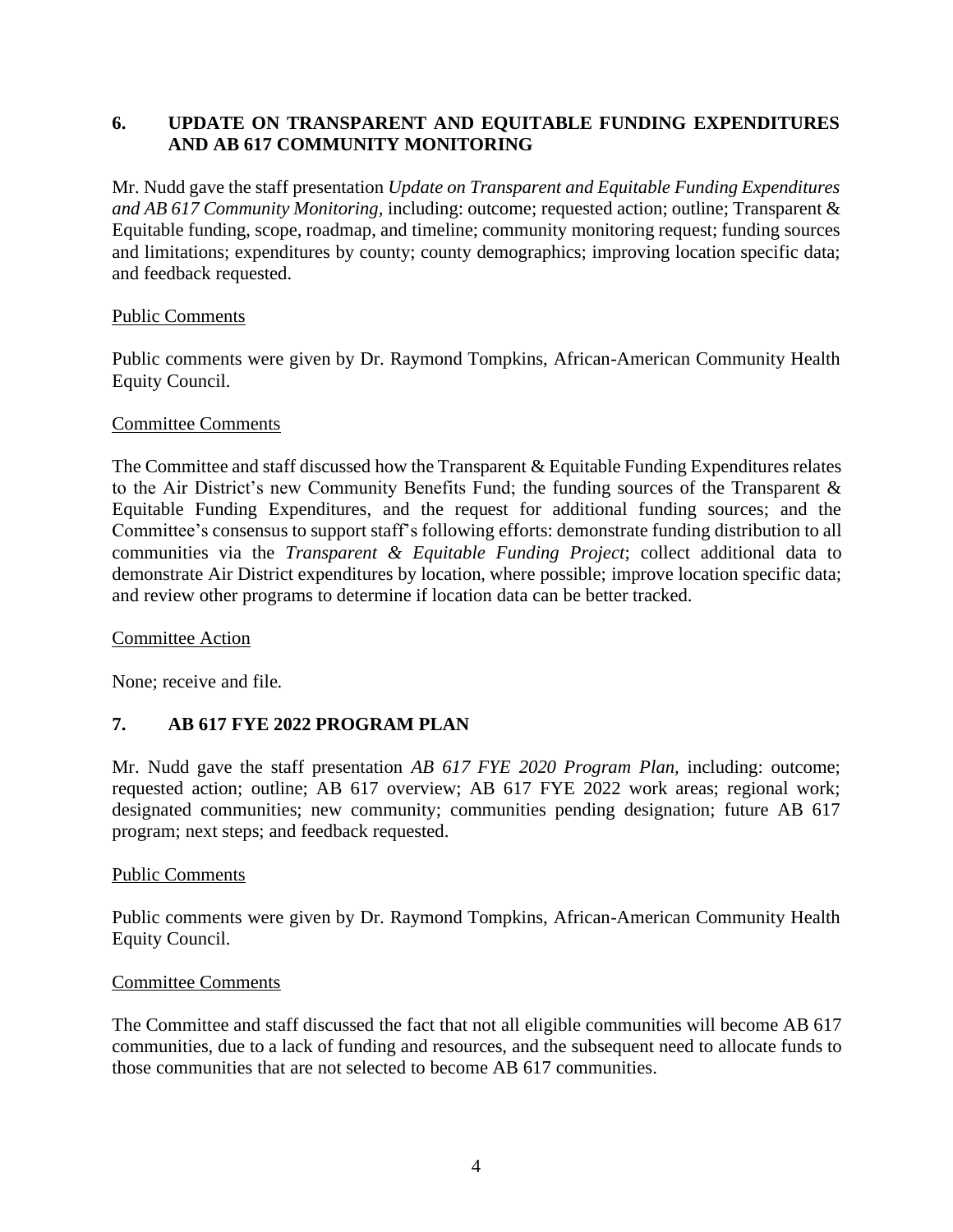## 6. UPDATE ON TRANSPARENT AND EQUITABLE FUNDING EXPENDITURES AND AB 617 COMMUNITY MONITORING

Mr. Nudd gave the staff presentation *Update on Transparent and Equitable Funding Expenditures and AB 617 Community Monitoring,* including: outcome; requested action; outline; Transparent & Equitable funding, scope, roadmap, and timeline; community monitoring request; funding sources and limitations; expenditures by county; county demographics; improving location specific data; and feedback requested.

<u>Public Comments</u>

Public comments were given by Dr. Raymond Tompkins, African-American Community Health Equity Council.

<u>Committee Comments</u>

The Committee and staff discussed how the Transparent & Equitable Funding Expenditures relates to the Air District's new Community Benefits Fund; the funding sources of the Transparent & Equitable Funding Expenditures, and the request for additional funding sources; and the Committee's consensus to support staff's following efforts: demonstrate funding distribution to all communities via the *Transparent & Equitable Funding Project*; collect additional data to demonstrate Air District expenditures by location, where possible; improve location specific data; and review other programs to determine if location data can be better tracked.

<u>Committee Action</u>

None; receive and file.

## 7. AB 617 FYE 2022 PROGRAM PLAN

Mr. Nudd gave the staff presentation *AB 617 FYE 2020 Program Plan,* including: outcome; requested action; outline; AB 617 overview; AB 617 FYE 2022 work areas; regional work; designated communities; new community; communities pending designation; future AB 617 program; next steps; and feedback requested.

<u>Public Comments</u>

Public comments were given by Dr. Raymond Tompkins, African-American Community Health Equity Council.

<u>Committee Comments</u>

The Committee and staff discussed the fact that not all eligible communities will become AB 617 communities, due to a lack of funding and resources, and the subsequent need to allocate funds to those communities that are not selected to become AB 617 communities.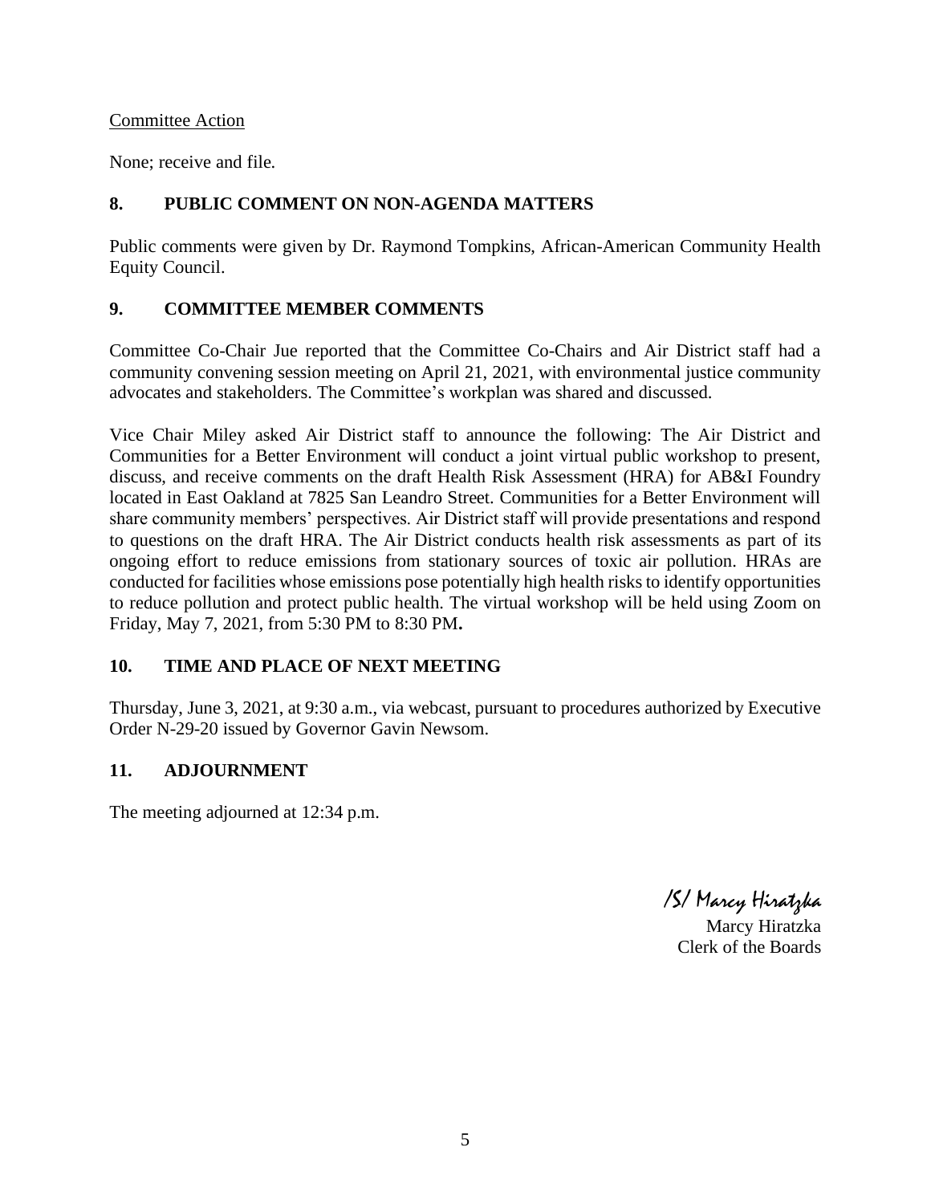Committee Action

None; receive and file.

## 8. PUBLIC COMMENT ON NON-AGENDA MATTERS

Public comments were given by Dr. Raymond Tompkins, African-American Community Health Equity Council.

## 9. COMMITTEE MEMBER COMMENTS

Committee Co-Chair Jue reported that the Committee Co-Chairs and Air District staff had a community convening session meeting on April 21, 2021, with environmental justice community advocates and stakeholders. The Committee's workplan was shared and discussed.

Vice Chair Miley asked Air District staff to announce the following: The Air District and Communities for a Better Environment will conduct a joint virtual public workshop to present, discuss, and receive comments on the draft Health Risk Assessment (HRA) for AB&I Foundry located in East Oakland at 7825 San Leandro Street. Communities for a Better Environment will share community members' perspectives. Air District staff will provide presentations and respond to questions on the draft HRA. The Air District conducts health risk assessments as part of its ongoing effort to reduce emissions from stationary sources of toxic air pollution. HRAs are conducted for facilities whose emissions pose potentially high health risks to identify opportunities to reduce pollution and protect public health. The virtual workshop will be held using Zoom on Friday, May 7, 2021, from 5:30 PM to 8:30 PM**.**

## 10. TIME AND PLACE OF NEXT MEETING

Thursday, June 3, 2021, at 9:30 a.m., via webcast, pursuant to procedures authorized by Executive Order N-29-20 issued by Governor Gavin Newsom.

## 11. ADJOURNMENT

The meeting adjourned at 12:34 p.m.

/S/ Marcy Hiratzka

Marcy Hiratzka
Clerk of the Boards